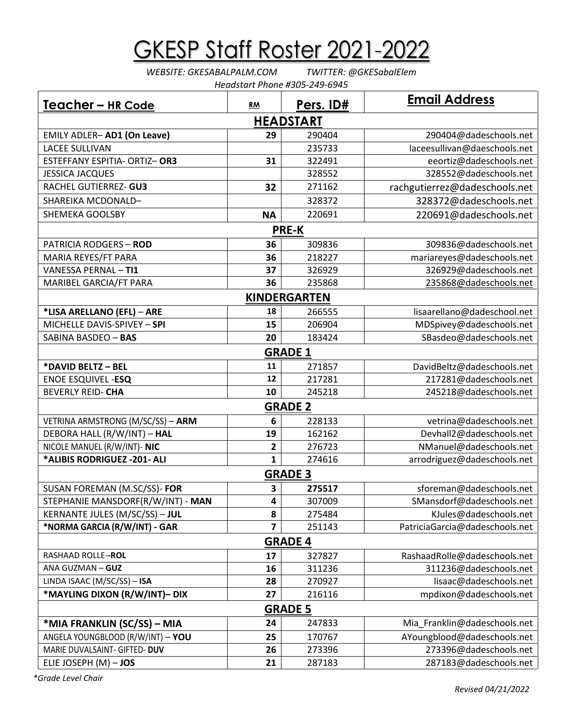# GKESP Staff Roster 2021-2022

*WEBSITE: GKESABALPALM.COM* *TWITTER: @GKESabalElem*

*Headstart Phone #305-249-6945*

| **Teacher – HR Code** | **RM** | **Pers. ID#** | **Email Address** |
|---|---|---|---|
| **HEADSTART** | | | |
| EMILY ADLER– **AD1 (On Leave)** | **29** | 290404 | 290404@dadeschools.net |
| LACEE SULLIVAN | | 235733 | laceesullivan@dadeschools.net |
| ESTEFFANY ESPITIA- ORTIZ– **OR3** | **31** | 322491 | eeortiz@dadeschools.net |
| JESSICA JACQUES | | 328552 | 328552@dadeschools.net |
| RACHEL GUTIERREZ- **GU3** | **32** | 271162 | rachgutierrez@dadeschools.net |
| SHAREIKA MCDONALD– | | 328372 | 328372@dadeschools.net |
| SHEMEKA GOOLSBY | **NA** | 220691 | 220691@dadeschools.net |
| **PRE-K** | | | |
| PATRICIA RODGERS – **ROD** | **36** | 309836 | 309836@dadeschools.net |
| MARIA REYES/FT PARA | **36** | 218227 | mariareyes@dadeschools.net |
| VANESSA PERNAL – **TI1** | **37** | 326929 | 326929@dadeschools.net |
| MARIBEL GARCIA/FT PARA | **36** | 235868 | 235868@dadeschools.net |
| **KINDERGARTEN** | | | |
| **\*LISA ARELLANO (EFL) – ARE** | **18** | 266555 | lisaarellano@dadeschool.net |
| MICHELLE DAVIS-SPIVEY – **SPI** | **15** | 206904 | MDSpivey@dadeschools.net |
| SABINA BASDEO – **BAS** | **20** | 183424 | SBasdeo@dadeschools.net |
| **GRADE 1** | | | |
| **\*DAVID BELTZ – BEL** | **11** | 271857 | DavidBeltz@dadeschools.net |
| ENOE ESQUIVEL -**ESQ** | **12** | 217281 | 217281@dadeschools.net |
| BEVERLY REID- **CHA** | **10** | 245218 | 245218@dadeschools.net |
| **GRADE 2** | | | |
| VETRINA ARMSTRONG (M/SC/SS) – **ARM** | **6** | 228133 | vetrina@dadeschools.net |
| DEBORA HALL (R/W/INT) – **HAL** | **19** | 162162 | Devhall2@dadeschools.net |
| NICOLE MANUEL (R/W/INT)- **NIC** | **2** | 276723 | NManuel@dadeschools.net |
| **\*ALIBIS RODRIGUEZ -201- ALI** | **1** | 274616 | arrodriguez@dadeschools.net |
| **GRADE 3** | | | |
| SUSAN FOREMAN (M.SC/SS)- **FOR** | **3** | **275517** | sforeman@dadeschools.net |
| STEPHANIE MANSDORF(R/W/INT) - **MAN** | **4** | 307009 | SMansdorf@dadeschools.net |
| KERNANTE JULES (M/SC/SS) – **JUL** | **8** | 275484 | KJules@dadeschools.net |
| **\*NORMA GARCIA (R/W/INT) - GAR** | **7** | 251143 | PatriciaGarcia@dadeschools.net |
| **GRADE 4** | | | |
| RASHAAD ROLLE--**ROL** | **17** | 327827 | RashaadRolle@dadeschools.net |
| ANA GUZMAN – **GUZ** | **16** | 311236 | 311236@dadeschools.net |
| LINDA ISAAC (M/SC/SS) – **ISA** | **28** | 270927 | lisaac@dadeschools.net |
| **\*MAYLING DIXON (R/W/INT)– DIX** | **27** | 216116 | mpdixon@dadeschools.net |
| **GRADE 5** | | | |
| **\*MIA FRANKLIN (SC/SS) – MIA** | **24** | 247833 | Mia_Franklin@dadeschools.net |
| ANGELA YOUNGBLOOD (R/W/INT) – **YOU** | **25** | 170767 | AYoungblood@dadeschools.net |
| MARIE DUVALSAINT- GIFTED- **DUV** | **26** | 273396 | 273396@dadeschools.net |
| ELIE JOSEPH (M) – **JOS** | **21** | 287183 | 287183@dadeschools.net |

*\*Grade Level Chair*

*Revised 04/21/2022*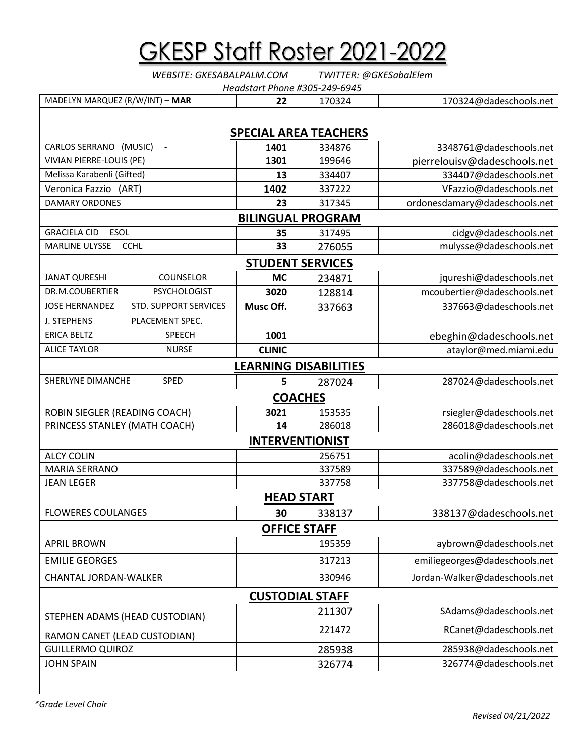# GKESP Staff Roster 2021-2022

*WEBSITE: GKESABALPALM.COM TWITTER: @GKESabalElem*

*Headstart Phone #305-249-6945*

| | | | |
|---|---|---|---|
| MADELYN MARQUEZ (R/W/INT) – **MAR** | **22** | 170324 | 170324@dadeschools.net |
| **SPECIAL AREA TEACHERS** | | | |
| CARLOS SERRANO (MUSIC) - | **1401** | 334876 | 3348761@dadeschools.net |
| VIVIAN PIERRE-LOUIS (PE) | **1301** | 199646 | pierrelouisv@dadeschools.net |
| Melissa Karabenli (Gifted) | **13** | 334407 | 334407@dadeschools.net |
| Veronica Fazzio (ART) | **1402** | 337222 | VFazzio@dadeschools.net |
| DAMARY ORDONES | **23** | 317345 | ordonesdamary@dadeschools.net |
| **BILINGUAL PROGRAM** | | | |
| GRACIELA CID ESOL | **35** | 317495 | cidgv@dadeschools.net |
| MARLINE ULYSSE CCHL | **33** | 276055 | mulysse@dadeschools.net |
| **STUDENT SERVICES** | | | |
| JANAT QURESHI COUNSELOR | **MC** | 234871 | jqureshi@dadeschools.net |
| DR.M.COUBERTIER PSYCHOLOGIST | **3020** | 128814 | mcoubertier@dadeschools.net |
| JOSE HERNANDEZ STD. SUPPORT SERVICES | **Musc Off.** | 337663 | 337663@dadeschools.net |
| J. STEPHENS PLACEMENT SPEC. | | | |
| ERICA BELTZ SPEECH | **1001** | | ebeghin@dadeschools.net |
| ALICE TAYLOR NURSE | **CLINIC** | | ataylor@med.miami.edu |
| **LEARNING DISABILITIES** | | | |
| SHERLYNE DIMANCHE SPED | **5** | 287024 | 287024@dadeschools.net |
| **COACHES** | | | |
| ROBIN SIEGLER (READING COACH) | **3021** | 153535 | rsiegler@dadeschools.net |
| PRINCESS STANLEY (MATH COACH) | **14** | 286018 | 286018@dadeschools.net |
| **INTERVENTIONIST** | | | |
| ALCY COLIN | | 256751 | acolin@dadeschools.net |
| MARIA SERRANO | | 337589 | 337589@dadeschools.net |
| JEAN LEGER | | 337758 | 337758@dadeschools.net |
| **HEAD START** | | | |
| FLOWERES COULANGES | **30** | 338137 | 338137@dadeschools.net |
| **OFFICE STAFF** | | | |
| APRIL BROWN | | 195359 | aybrown@dadeschools.net |
| EMILIE GEORGES | | 317213 | emiliegeorges@dadeschools.net |
| CHANTAL JORDAN-WALKER | | 330946 | Jordan-Walker@dadeschools.net |
| **CUSTODIAL STAFF** | | | |
| STEPHEN ADAMS (HEAD CUSTODIAN) | | 211307 | SAdams@dadeschools.net |
| RAMON CANET (LEAD CUSTODIAN) | | 221472 | RCanet@dadeschools.net |
| GUILLERMO QUIROZ | | 285938 | 285938@dadeschools.net |
| JOHN SPAIN | | 326774 | 326774@dadeschools.net |

*\*Grade Level Chair*

*Revised 04/21/2022*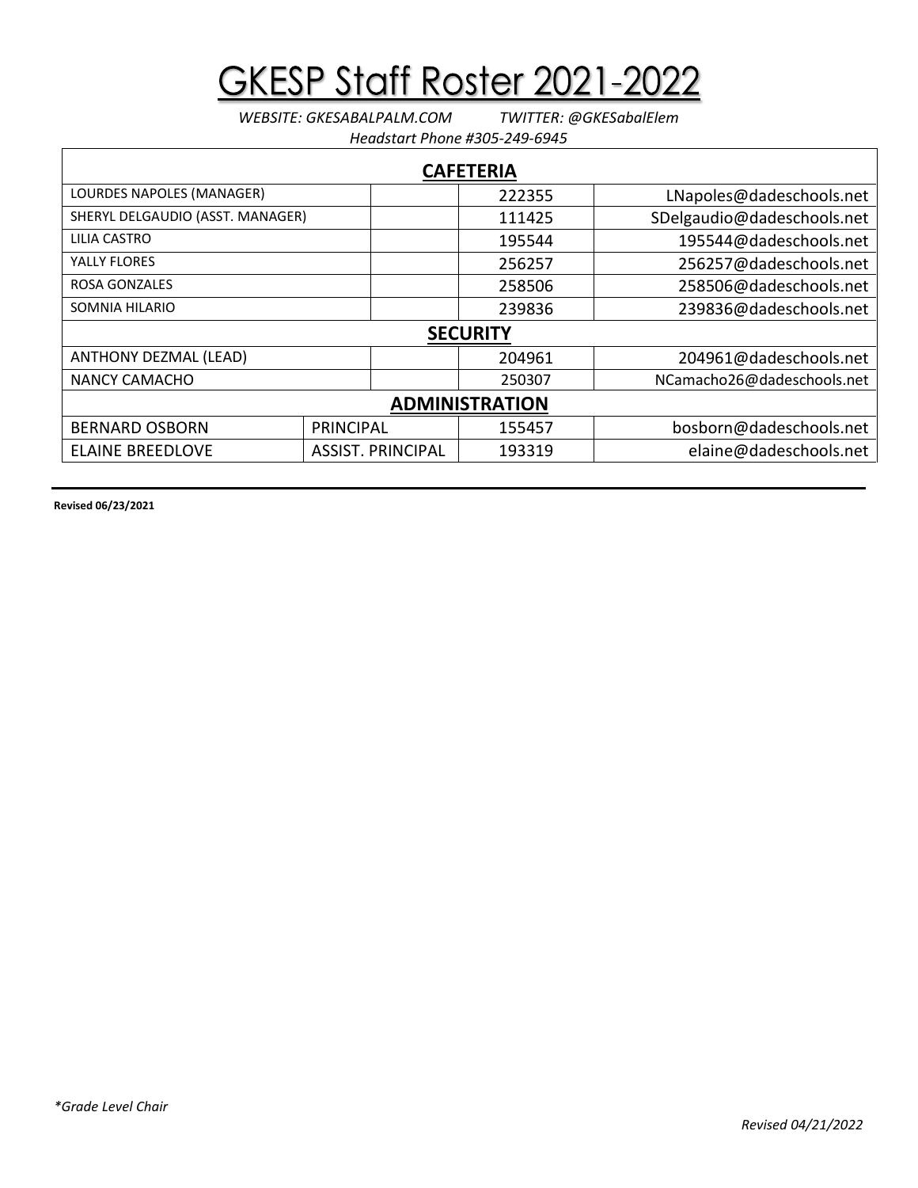# GKESP Staff Roster 2021-2022

*WEBSITE: GKESABALPALM.COM TWITTER: @GKESabalElem*

*Headstart Phone #305-249-6945*

| | | | |
|---|---|---|---|
| **CAFETERIA** | | | |
| LOURDES NAPOLES (MANAGER) | | 222355 | LNapoles@dadeschools.net |
| SHERYL DELGAUDIO (ASST. MANAGER) | | 111425 | SDelgaudio@dadeschools.net |
| LILIA CASTRO | | 195544 | 195544@dadeschools.net |
| YALLY FLORES | | 256257 | 256257@dadeschools.net |
| ROSA GONZALES | | 258506 | 258506@dadeschools.net |
| SOMNIA HILARIO | | 239836 | 239836@dadeschools.net |
| **SECURITY** | | | |
| ANTHONY DEZMAL (LEAD) | | 204961 | 204961@dadeschools.net |
| NANCY CAMACHO | | 250307 | NCamacho26@dadeschools.net |
| **ADMINISTRATION** | | | |
| BERNARD OSBORN | PRINCIPAL | 155457 | bosborn@dadeschools.net |
| ELAINE BREEDLOVE | ASSIST. PRINCIPAL | 193319 | elaine@dadeschools.net |

**Revised 06/23/2021**

*\*Grade Level Chair*

*Revised 04/21/2022*